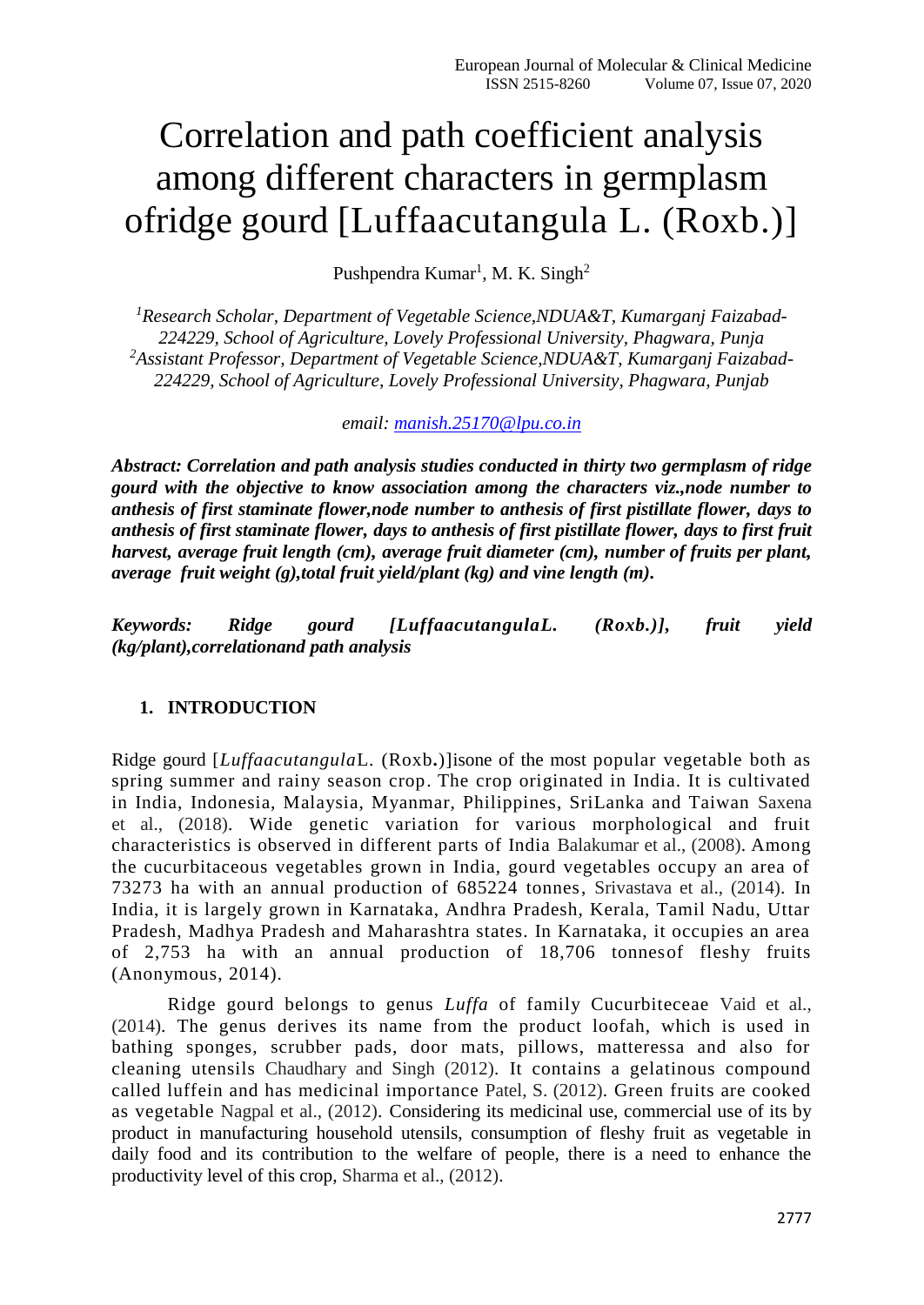# Correlation and path coefficient analysis among different characters in germplasm ofridge gourd [Luffaacutangula L. (Roxb.)]

Pushpendra Kumar[1], M. K. Singh[2]

[1]*Research Scholar, Department of Vegetable Science,NDUA&T, Kumarganj Faizabad-224229, School of Agriculture, Lovely Professional University, Phagwara, Punja*
[2]*Assistant Professor, Department of Vegetable Science,NDUA&T, Kumarganj Faizabad-224229, School of Agriculture, Lovely Professional University, Phagwara, Punjab*

*email: manish.25170@lpu.co.in*

***Abstract: Correlation and path analysis studies conducted in thirty two germplasm of ridge gourd with the objective to know association among the characters viz.,node number to anthesis of first staminate flower,node number to anthesis of first pistillate flower, days to anthesis of first staminate flower, days to anthesis of first pistillate flower, days to first fruit harvest, average fruit length (cm), average fruit diameter (cm), number of fruits per plant, average fruit weight (g),total fruit yield/plant (kg) and vine length (m).***

***Keywords: Ridge gourd [LuffaacutangulaL. (Roxb.)], fruit yield (kg/plant),correlationand path analysis***

## 1. INTRODUCTION

Ridge gourd [*Luffaacutangula*L. (Roxb.)]isone of the most popular vegetable both as spring summer and rainy season crop. The crop originated in India. It is cultivated in India, Indonesia, Malaysia, Myanmar, Philippines, SriLanka and Taiwan Saxena et al., (2018). Wide genetic variation for various morphological and fruit characteristics is observed in different parts of India Balakumar et al., (2008). Among the cucurbitaceous vegetables grown in India, gourd vegetables occupy an area of 73273 ha with an annual production of 685224 tonnes, Srivastava et al., (2014). In India, it is largely grown in Karnataka, Andhra Pradesh, Kerala, Tamil Nadu, Uttar Pradesh, Madhya Pradesh and Maharashtra states. In Karnataka, it occupies an area of 2,753 ha with an annual production of 18,706 tonnesof fleshy fruits (Anonymous, 2014).

Ridge gourd belongs to genus *Luffa* of family Cucurbiteceae Vaid et al., (2014). The genus derives its name from the product loofah, which is used in bathing sponges, scrubber pads, door mats, pillows, matteressa and also for cleaning utensils Chaudhary and Singh (2012). It contains a gelatinous compound called luffein and has medicinal importance Patel, S. (2012). Green fruits are cooked as vegetable Nagpal et al., (2012). Considering its medicinal use, commercial use of its by product in manufacturing household utensils, consumption of fleshy fruit as vegetable in daily food and its contribution to the welfare of people, there is a need to enhance the productivity level of this crop, Sharma et al., (2012).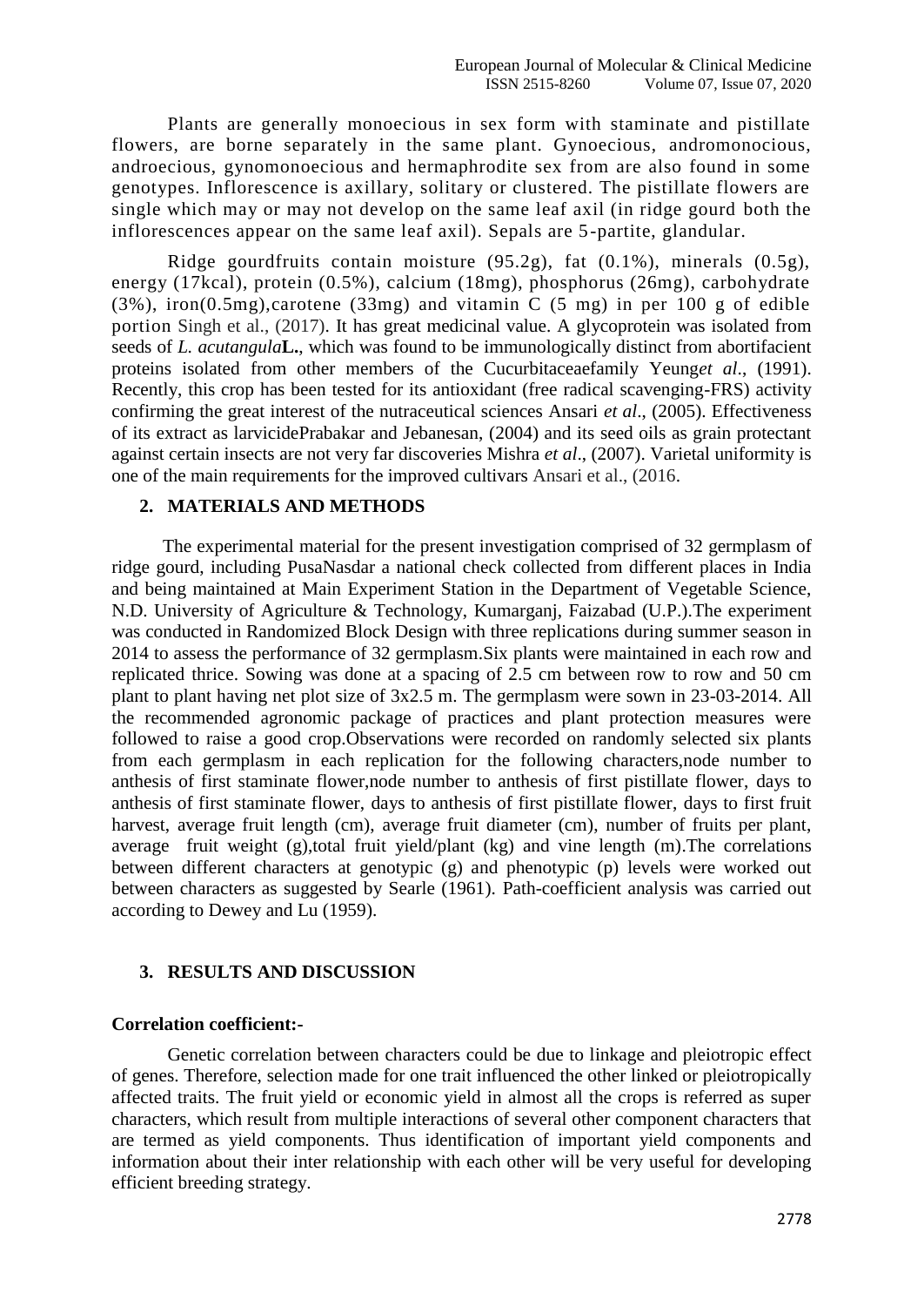Plants are generally monoecious in sex form with staminate and pistillate flowers, are borne separately in the same plant. Gynoecious, andromonocious, androecious, gynomonoecious and hermaphrodite sex from are also found in some genotypes. Inflorescence is axillary, solitary or clustered. The pistillate flowers are single which may or may not develop on the same leaf axil (in ridge gourd both the inflorescences appear on the same leaf axil). Sepals are 5-partite, glandular.

Ridge gourdfruits contain moisture (95.2g), fat (0.1%), minerals (0.5g), energy (17kcal), protein (0.5%), calcium (18mg), phosphorus (26mg), carbohydrate (3%), iron(0.5mg),carotene (33mg) and vitamin C (5 mg) in per 100 g of edible portion Singh et al., (2017). It has great medicinal value. A glycoprotein was isolated from seeds of *L. acutangula***L.**, which was found to be immunologically distinct from abortifacient proteins isolated from other members of the Cucurbitaceaefamily Yeung*et al*., (1991). Recently, this crop has been tested for its antioxidant (free radical scavenging-FRS) activity confirming the great interest of the nutraceutical sciences Ansari *et al*., (2005). Effectiveness of its extract as larvicidePrabakar and Jebanesan, (2004) and its seed oils as grain protectant against certain insects are not very far discoveries Mishra *et al*., (2007). Varietal uniformity is one of the main requirements for the improved cultivars Ansari et al., (2016.

## 2. MATERIALS AND METHODS

The experimental material for the present investigation comprised of 32 germplasm of ridge gourd, including PusaNasdar a national check collected from different places in India and being maintained at Main Experiment Station in the Department of Vegetable Science, N.D. University of Agriculture & Technology, Kumarganj, Faizabad (U.P.).The experiment was conducted in Randomized Block Design with three replications during summer season in 2014 to assess the performance of 32 germplasm.Six plants were maintained in each row and replicated thrice. Sowing was done at a spacing of 2.5 cm between row to row and 50 cm plant to plant having net plot size of 3x2.5 m. The germplasm were sown in 23-03-2014. All the recommended agronomic package of practices and plant protection measures were followed to raise a good crop.Observations were recorded on randomly selected six plants from each germplasm in each replication for the following characters,node number to anthesis of first staminate flower,node number to anthesis of first pistillate flower, days to anthesis of first staminate flower, days to anthesis of first pistillate flower, days to first fruit harvest, average fruit length (cm), average fruit diameter (cm), number of fruits per plant, average fruit weight (g),total fruit yield/plant (kg) and vine length (m).The correlations between different characters at genotypic (g) and phenotypic (p) levels were worked out between characters as suggested by Searle (1961). Path-coefficient analysis was carried out according to Dewey and Lu (1959).

## 3. RESULTS AND DISCUSSION

**Correlation coefficient:-**

Genetic correlation between characters could be due to linkage and pleiotropic effect of genes. Therefore, selection made for one trait influenced the other linked or pleiotropically affected traits. The fruit yield or economic yield in almost all the crops is referred as super characters, which result from multiple interactions of several other component characters that are termed as yield components. Thus identification of important yield components and information about their inter relationship with each other will be very useful for developing efficient breeding strategy.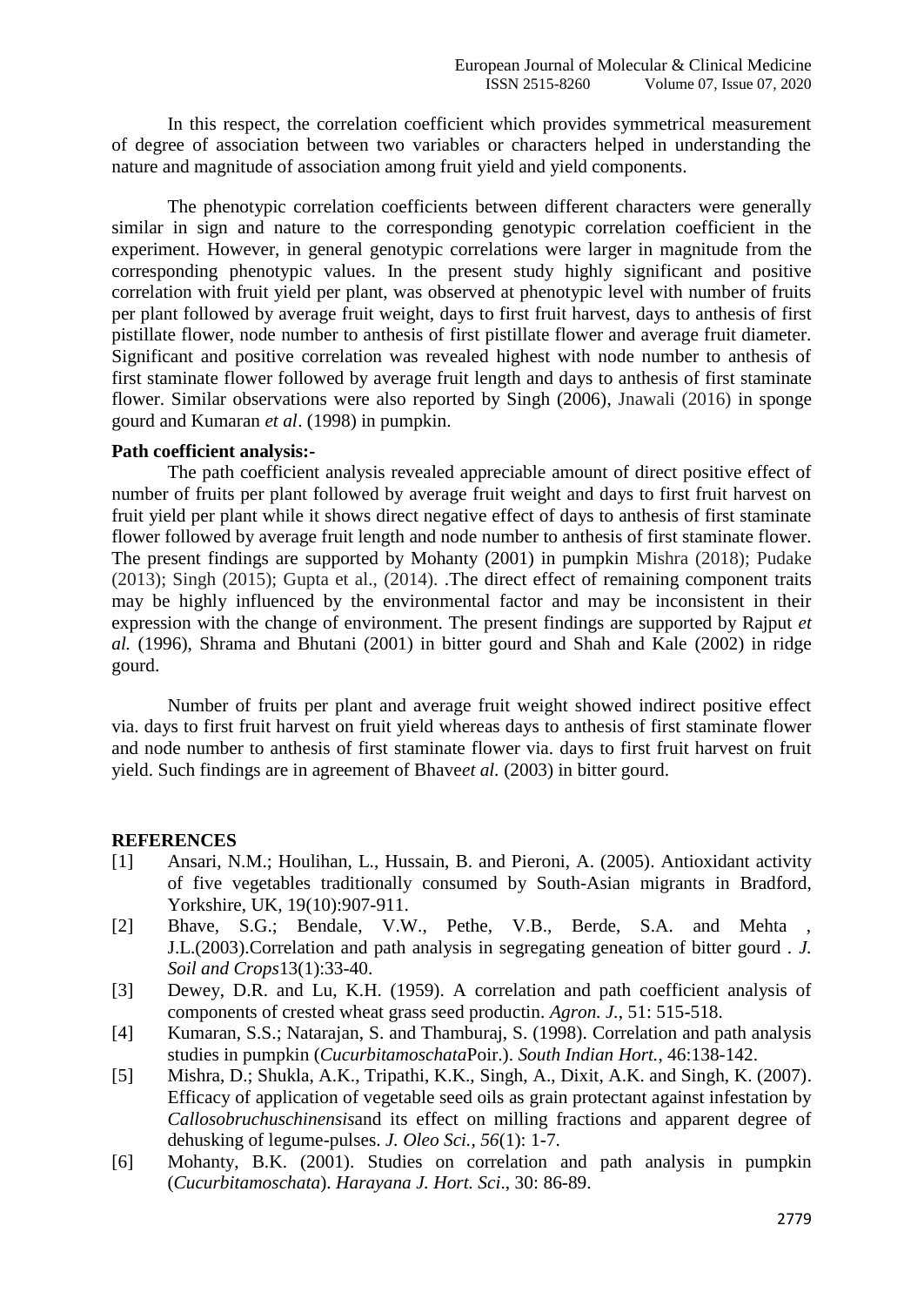In this respect, the correlation coefficient which provides symmetrical measurement of degree of association between two variables or characters helped in understanding the nature and magnitude of association among fruit yield and yield components.

The phenotypic correlation coefficients between different characters were generally similar in sign and nature to the corresponding genotypic correlation coefficient in the experiment. However, in general genotypic correlations were larger in magnitude from the corresponding phenotypic values. In the present study highly significant and positive correlation with fruit yield per plant, was observed at phenotypic level with number of fruits per plant followed by average fruit weight, days to first fruit harvest, days to anthesis of first pistillate flower, node number to anthesis of first pistillate flower and average fruit diameter. Significant and positive correlation was revealed highest with node number to anthesis of first staminate flower followed by average fruit length and days to anthesis of first staminate flower. Similar observations were also reported by Singh (2006), Jnawali (2016) in sponge gourd and Kumaran *et al*. (1998) in pumpkin.

**Path coefficient analysis:-**

The path coefficient analysis revealed appreciable amount of direct positive effect of number of fruits per plant followed by average fruit weight and days to first fruit harvest on fruit yield per plant while it shows direct negative effect of days to anthesis of first staminate flower followed by average fruit length and node number to anthesis of first staminate flower. The present findings are supported by Mohanty (2001) in pumpkin Mishra (2018); Pudake (2013); Singh (2015); Gupta et al., (2014). .The direct effect of remaining component traits may be highly influenced by the environmental factor and may be inconsistent in their expression with the change of environment. The present findings are supported by Rajput *et al.* (1996), Shrama and Bhutani (2001) in bitter gourd and Shah and Kale (2002) in ridge gourd.

Number of fruits per plant and average fruit weight showed indirect positive effect via. days to first fruit harvest on fruit yield whereas days to anthesis of first staminate flower and node number to anthesis of first staminate flower via. days to first fruit harvest on fruit yield. Such findings are in agreement of Bhave*et al.* (2003) in bitter gourd.

**REFERENCES**

[1] Ansari, N.M.; Houlihan, L., Hussain, B. and Pieroni, A. (2005). Antioxidant activity of five vegetables traditionally consumed by South-Asian migrants in Bradford, Yorkshire, UK, 19(10):907-911.

[2] Bhave, S.G.; Bendale, V.W., Pethe, V.B., Berde, S.A. and Mehta , J.L.(2003).Correlation and path analysis in segregating geneation of bitter gourd . *J. Soil and Crops*13(1):33-40.

[3] Dewey, D.R. and Lu, K.H. (1959). A correlation and path coefficient analysis of components of crested wheat grass seed productin. *Agron. J*., 51: 515-518.

[4] Kumaran, S.S.; Natarajan, S. and Thamburaj, S. (1998). Correlation and path analysis studies in pumpkin (*Cucurbitamoschata*Poir.). *South Indian Hort.*, 46:138-142.

[5] Mishra, D.; Shukla, A.K., Tripathi, K.K., Singh, A., Dixit, A.K. and Singh, K. (2007). Efficacy of application of vegetable seed oils as grain protectant against infestation by *Callosobruchuschinensis*and its effect on milling fractions and apparent degree of dehusking of legume-pulses. *J. Oleo Sci., 56*(1): 1-7.

[6] Mohanty, B.K. (2001). Studies on correlation and path analysis in pumpkin (*Cucurbitamoschata*). *Harayana J. Hort. Sci*., 30: 86-89.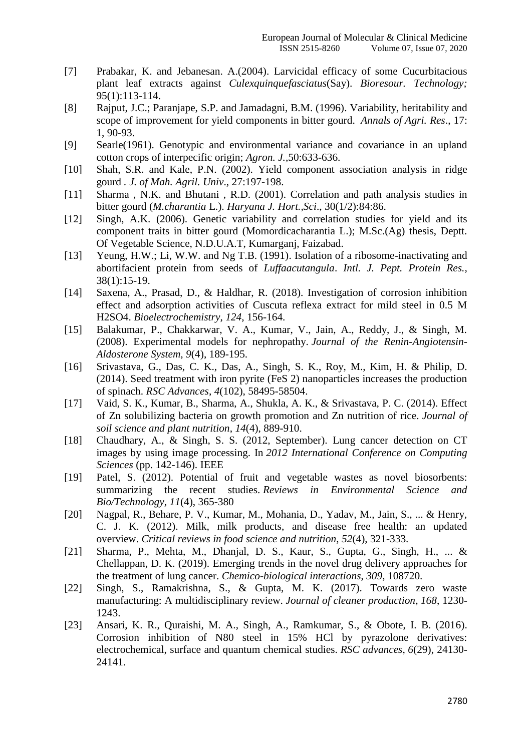[7] Prabakar, K. and Jebanesan. A.(2004). Larvicidal efficacy of some Cucurbitacious plant leaf extracts against *Culexquinquefasciatus*(Say). *Bioresour. Technology;* 95(1):113-114.

[8] Rajput, J.C.; Paranjape, S.P. and Jamadagni, B.M. (1996). Variability, heritability and scope of improvement for yield components in bitter gourd. *Annals of Agri. Res*., 17: 1, 90-93.

[9] Searle(1961). Genotypic and environmental variance and covariance in an upland cotton crops of interpecific origin; *Agron. J.*,50:633-636.

[10] Shah, S.R. and Kale, P.N. (2002). Yield component association analysis in ridge gourd . *J. of Mah. Agril. Univ*., 27:197-198.

[11] Sharma , N.K. and Bhutani , R.D. (2001). Correlation and path analysis studies in bitter gourd (*M.charantia* L.). *Haryana J. Hort.,Sci*., 30(1/2):84:86.

[12] Singh, A.K. (2006). Genetic variability and correlation studies for yield and its component traits in bitter gourd (Momordicacharantia L.); M.Sc.(Ag) thesis, Deptt. Of Vegetable Science, N.D.U.A.T, Kumarganj, Faizabad.

[13] Yeung, H.W.; Li, W.W. and Ng T.B. (1991). Isolation of a ribosome-inactivating and abortifacient protein from seeds of *Luffaacutangula*. *Intl. J. Pept. Protein Res.*, 38(1):15-19.

[14] Saxena, A., Prasad, D., & Haldhar, R. (2018). Investigation of corrosion inhibition effect and adsorption activities of Cuscuta reflexa extract for mild steel in 0.5 M H2SO4. *Bioelectrochemistry*, *124*, 156-164.

[15] Balakumar, P., Chakkarwar, V. A., Kumar, V., Jain, A., Reddy, J., & Singh, M. (2008). Experimental models for nephropathy. *Journal of the Renin-Angiotensin-Aldosterone System*, *9*(4), 189-195.

[16] Srivastava, G., Das, C. K., Das, A., Singh, S. K., Roy, M., Kim, H. & Philip, D. (2014). Seed treatment with iron pyrite (FeS 2) nanoparticles increases the production of spinach. *RSC Advances*, *4*(102), 58495-58504.

[17] Vaid, S. K., Kumar, B., Sharma, A., Shukla, A. K., & Srivastava, P. C. (2014). Effect of Zn solubilizing bacteria on growth promotion and Zn nutrition of rice. *Journal of soil science and plant nutrition*, *14*(4), 889-910.

[18] Chaudhary, A., & Singh, S. S. (2012, September). Lung cancer detection on CT images by using image processing. In *2012 International Conference on Computing Sciences* (pp. 142-146). IEEE

[19] Patel, S. (2012). Potential of fruit and vegetable wastes as novel biosorbents: summarizing the recent studies. *Reviews in Environmental Science and Bio/Technology*, *11*(4), 365-380

[20] Nagpal, R., Behare, P. V., Kumar, M., Mohania, D., Yadav, M., Jain, S., ... & Henry, C. J. K. (2012). Milk, milk products, and disease free health: an updated overview. *Critical reviews in food science and nutrition*, *52*(4), 321-333.

[21] Sharma, P., Mehta, M., Dhanjal, D. S., Kaur, S., Gupta, G., Singh, H., ... & Chellappan, D. K. (2019). Emerging trends in the novel drug delivery approaches for the treatment of lung cancer. *Chemico-biological interactions*, *309*, 108720.

[22] Singh, S., Ramakrishna, S., & Gupta, M. K. (2017). Towards zero waste manufacturing: A multidisciplinary review. *Journal of cleaner production*, *168*, 1230-1243.

[23] Ansari, K. R., Quraishi, M. A., Singh, A., Ramkumar, S., & Obote, I. B. (2016). Corrosion inhibition of N80 steel in 15% HCl by pyrazolone derivatives: electrochemical, surface and quantum chemical studies. *RSC advances*, *6*(29), 24130-24141.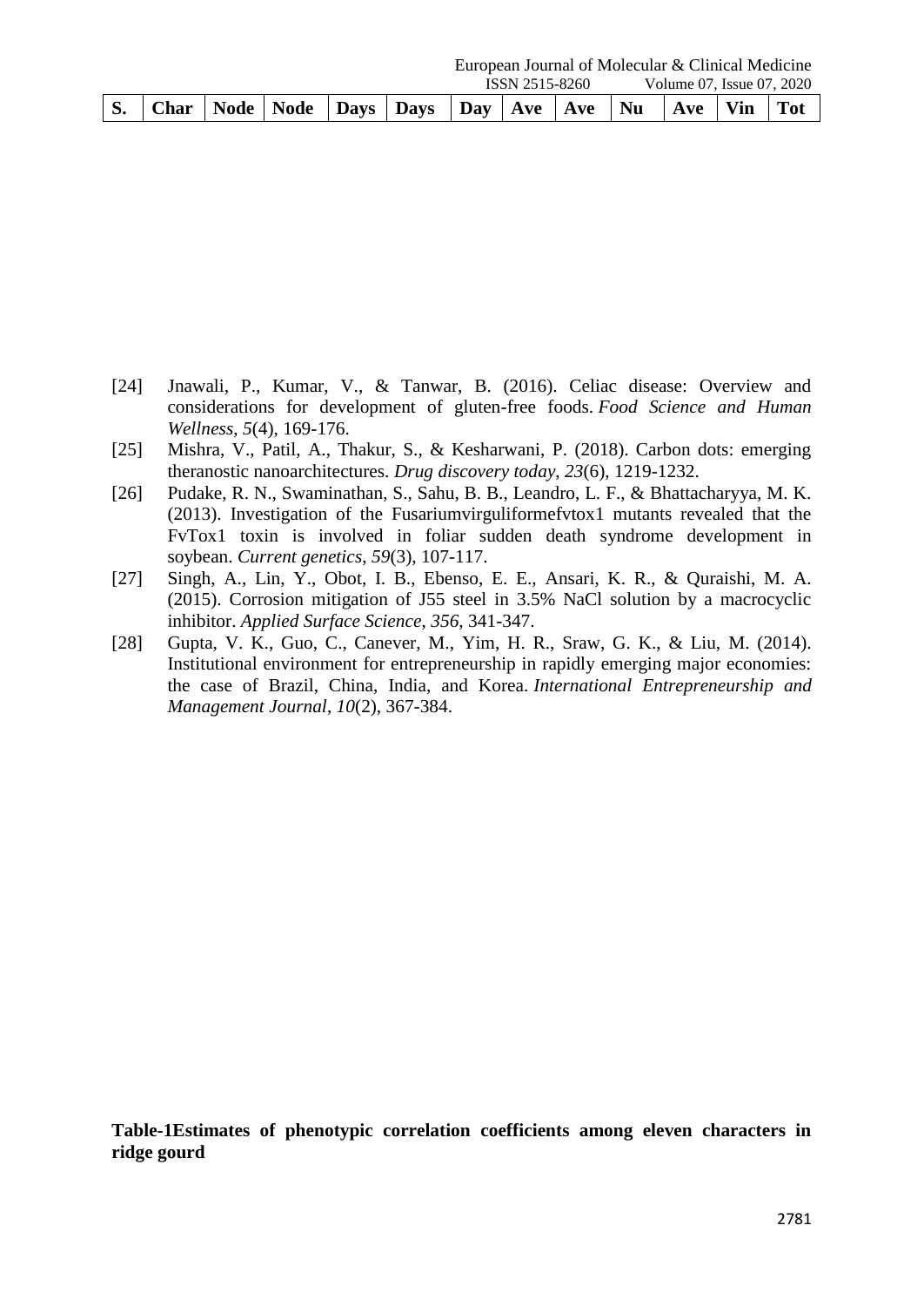| S. | Char | Node | Node | Days | Days | Day | Ave | Ave | Nu | Ave | Vin | Tot |
|---|---|---|---|---|---|---|---|---|---|---|---|---|

[24] Jnawali, P., Kumar, V., & Tanwar, B. (2016). Celiac disease: Overview and considerations for development of gluten-free foods. *Food Science and Human Wellness*, *5*(4), 169-176.

[25] Mishra, V., Patil, A., Thakur, S., & Kesharwani, P. (2018). Carbon dots: emerging theranostic nanoarchitectures. *Drug discovery today*, *23*(6), 1219-1232.

[26] Pudake, R. N., Swaminathan, S., Sahu, B. B., Leandro, L. F., & Bhattacharyya, M. K. (2013). Investigation of the Fusariumvirguliformefvtox1 mutants revealed that the FvTox1 toxin is involved in foliar sudden death syndrome development in soybean. *Current genetics*, *59*(3), 107-117.

[27] Singh, A., Lin, Y., Obot, I. B., Ebenso, E. E., Ansari, K. R., & Quraishi, M. A. (2015). Corrosion mitigation of J55 steel in 3.5% NaCl solution by a macrocyclic inhibitor. *Applied Surface Science*, *356*, 341-347.

[28] Gupta, V. K., Guo, C., Canever, M., Yim, H. R., Sraw, G. K., & Liu, M. (2014). Institutional environment for entrepreneurship in rapidly emerging major economies: the case of Brazil, China, India, and Korea. *International Entrepreneurship and Management Journal*, *10*(2), 367-384.

**Table-1Estimates of phenotypic correlation coefficients among eleven characters in ridge gourd**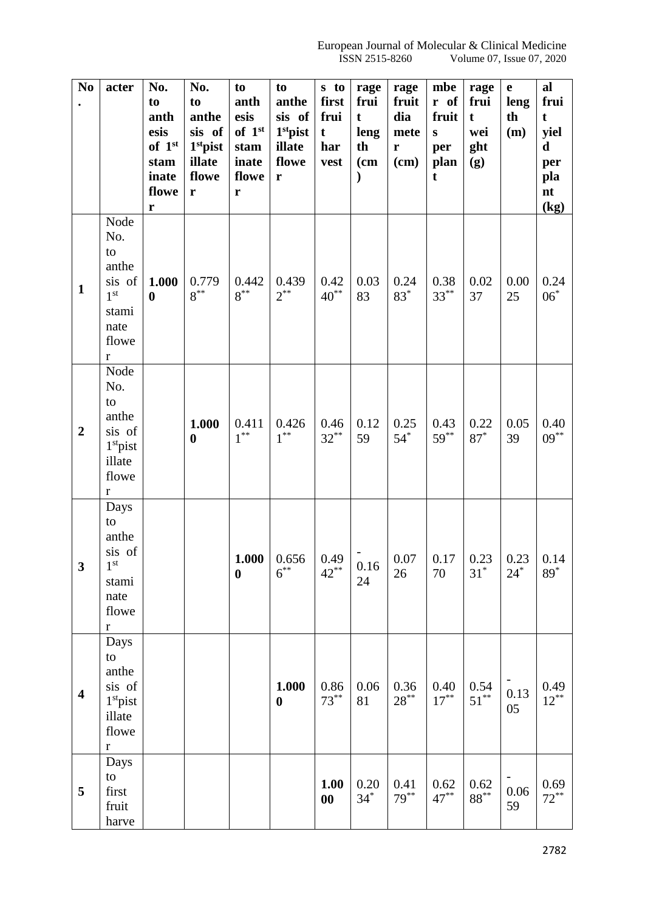| No. | acter | No. to anthesis of 1st staminate flower | No. to anthesis of 1stpistillate flower | to anthesis of 1st staminate flower | to anthesis of 1stpistillate flower | s to first fruit harvest | rage fruit length (cm) | rage fruit diameter (cm) | mber of fruits per plant | rage fruit weight (g) | e length (m) | al fruit yield per plant (kg) |
|---|---|---|---|---|---|---|---|---|---|---|---|---|
| 1 | Node No. to anthesis of 1st staminate flower | **1.0000** | 0.7798** | 0.4428** | 0.4392** | 0.4240** | 0.0383 | 0.2483* | 0.3833** | 0.0237 | 0.0025 | 0.2406* |
| 2 | Node No. to anthesis of 1stpistillate flower | | **1.0000** | 0.4111** | 0.4261** | 0.4632** | 0.1259 | 0.2554* | 0.4359** | 0.2287* | 0.0539 | 0.4009** |
| 3 | Days to anthesis of 1st staminate flower | | | **1.0000** | 0.6566** | 0.4942** | -0.1624 | 0.0726 | 0.1770 | 0.2331* | 0.2324* | 0.1489* |
| 4 | Days to anthesis of 1stpistillate flower | | | | **1.0000** | 0.8673** | 0.0681 | 0.3628** | 0.4017** | 0.5451** | -0.1305 | 0.4912** |
| 5 | Days to first fruit harve | | | | | **1.0000** | 0.2034* | 0.4179** | 0.6247** | 0.6288** | -0.0659 | 0.6972** |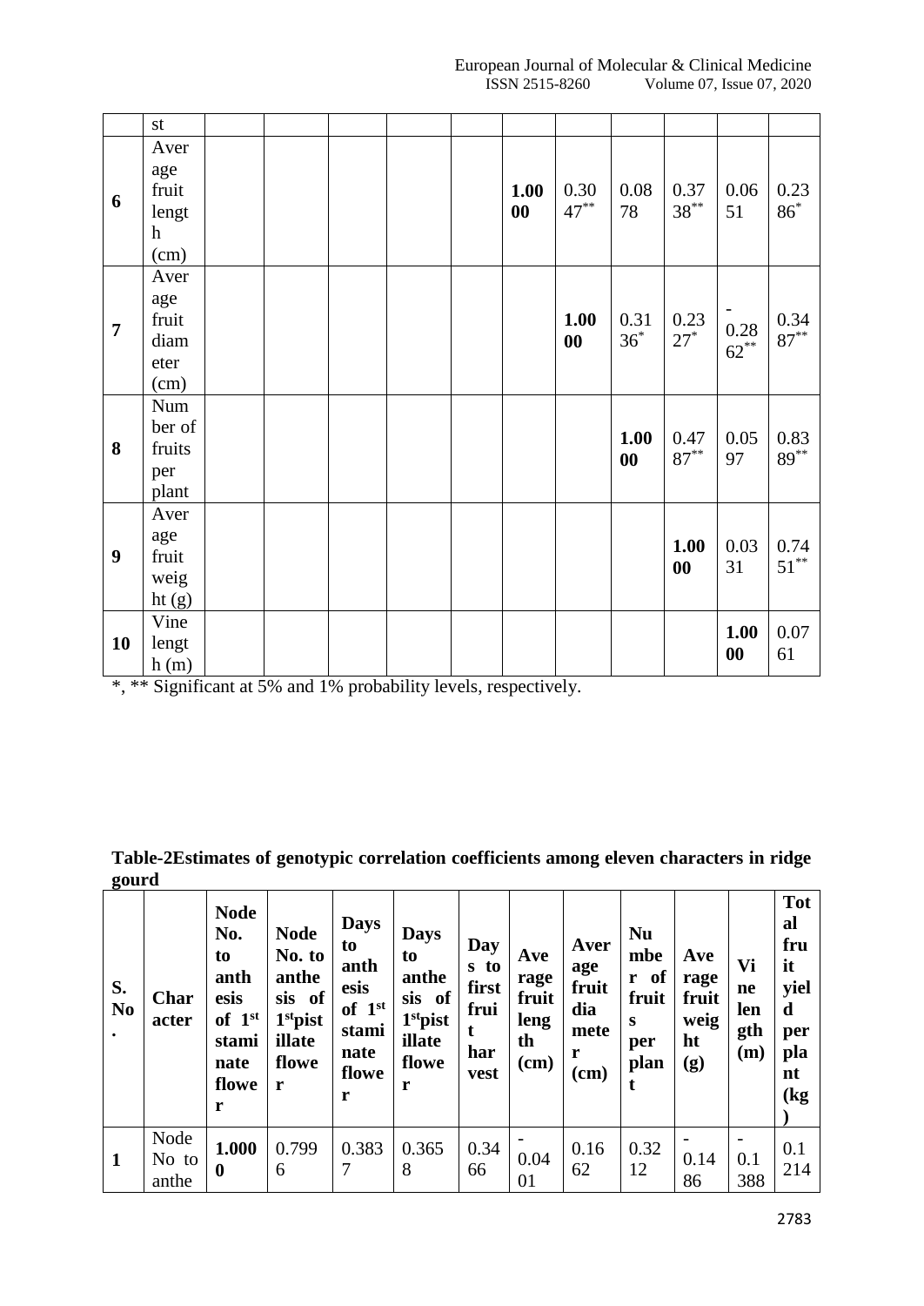| | | | | | | | | | | | | |
|---|---|---|---|---|---|---|---|---|---|---|---|---|
| | st | | | | | | | | | | | |
| **6** | Average fruit length (cm) | | | | | | **1.0000** | $0.3047^{**}$ | 0.0878 | $0.3738^{**}$ | 0.0651 | $0.2386^{*}$ |
| **7** | Average fruit diameter (cm) | | | | | | | **1.0000** | $0.3136^{*}$ | $0.2327^{*}$ | $-0.2862^{**}$ | $0.3487^{**}$ |
| **8** | Number of fruits per plant | | | | | | | | **1.0000** | $0.4787^{**}$ | 0.0597 | $0.8389^{**}$ |
| **9** | Average fruit weight (g) | | | | | | | | | **1.0000** | 0.0331 | $0.7451^{**}$ |
| **10** | Vine length (m) | | | | | | | | | | **1.0000** | 0.0761 |

*, ** Significant at 5% and 1% probability levels, respectively.

**Table-2Estimates of genotypic correlation coefficients among eleven characters in ridge gourd**

| S. No. | Character | Node No. to anthesis of 1st staminate flower | Node No. to anthesis of 1st pistillate flower | Days to anthesis of 1st staminate flower | Days to anthesis of 1st pistillate flower | Days to first fruit harvest | Average fruit length (cm) | Average fruit diameter (cm) | Number of fruits per plant | Average fruit weight (g) | Vine length (m) | Total fruit yield per plant (kg) |
|---|---|---|---|---|---|---|---|---|---|---|---|---|
| **1** | Node No to anthe | **1.0000** | 0.7996 | 0.3837 | 0.3658 | 0.3466 | -0.0401 | 0.1662 | 0.3212 | -0.1486 | -0.1388 | 0.1214 |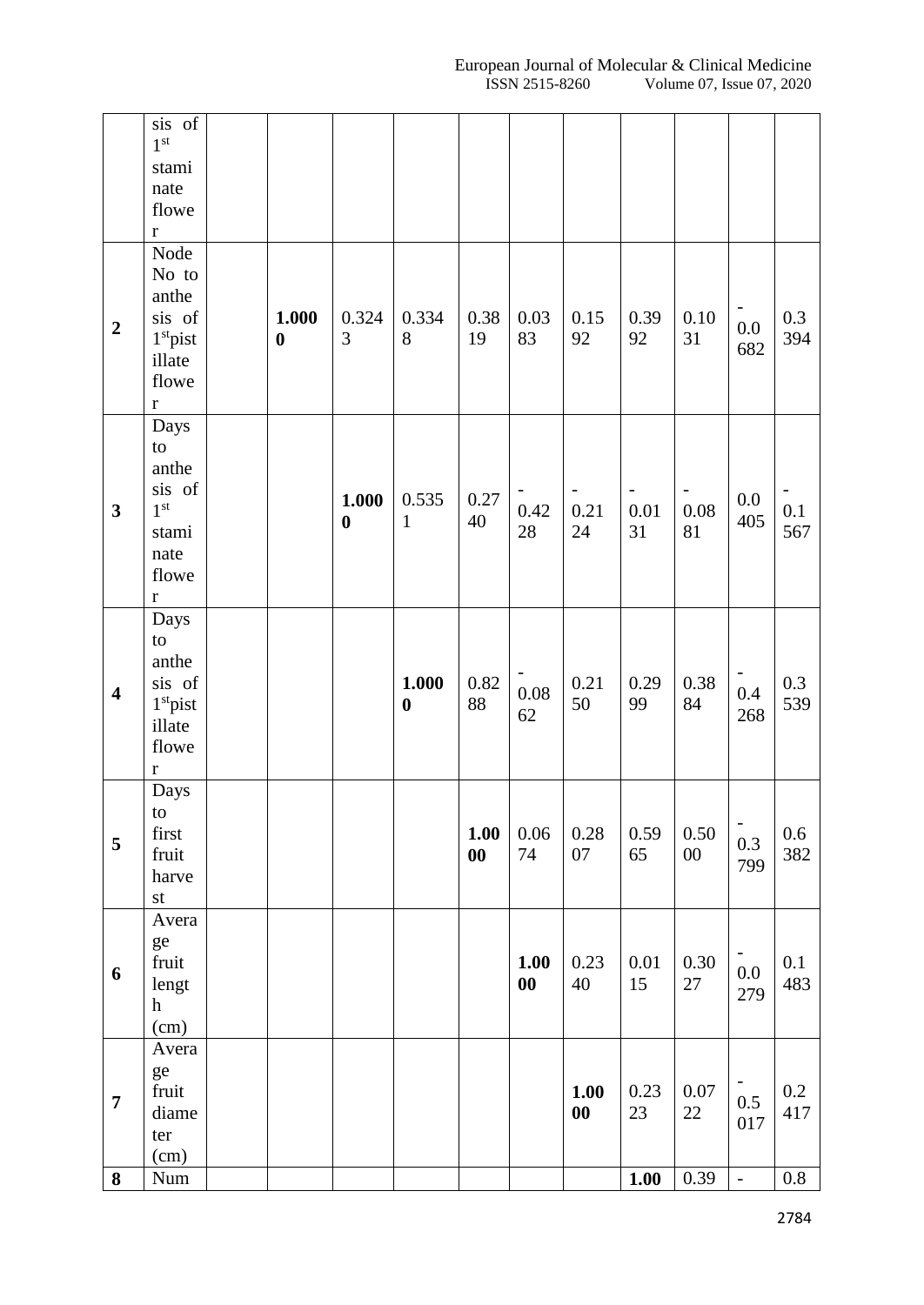| | sis of 1st staminate flower | | | | | | | | | | | |
|---|---|---|---|---|---|---|---|---|---|---|---|---|
| **2** | Node No to anthesis of 1st pistillate flower | | **1.0000** | 0.3243 | 0.3348 | 0.3819 | 0.0383 | 0.1592 | 0.3992 | 0.1031 | -0.0682 | 0.3394 |
| **3** | Days to anthesis of 1st staminate flower | | | **1.0000** | 0.5351 | 0.2740 | -0.4228 | -0.2124 | -0.0131 | -0.0881 | 0.0405 | -0.1567 |
| **4** | Days to anthesis of 1st pistillate flower | | | | **1.0000** | 0.8288 | -0.0862 | 0.2150 | 0.2999 | 0.3884 | -0.4268 | 0.3539 |
| **5** | Days to first fruit harvest | | | | | **1.0000** | 0.0674 | 0.2807 | 0.5965 | 0.5000 | -0.3799 | 0.6382 |
| **6** | Average fruit length (cm) | | | | | | **1.0000** | 0.2340 | 0.0115 | 0.3027 | -0.0279 | 0.1483 |
| **7** | Average fruit diameter (cm) | | | | | | | **1.0000** | 0.2323 | 0.0722 | -0.5017 | 0.2417 |
| **8** | Num | | | | | | | | **1.00** | 0.39 | - | 0.8 |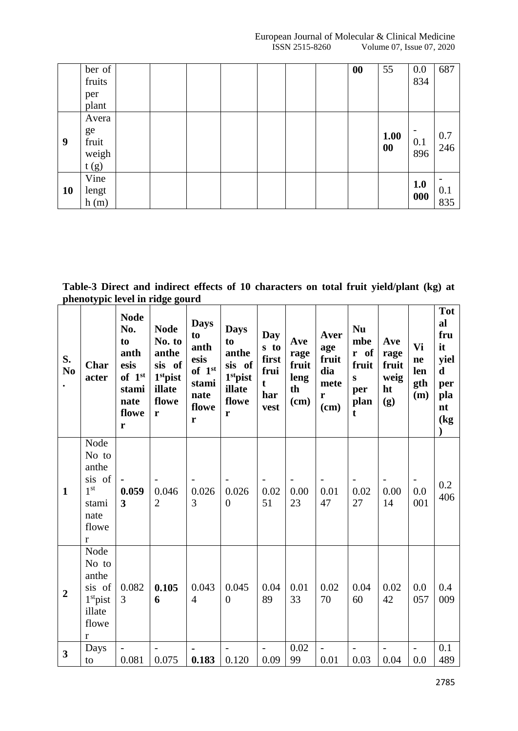| | ber of fruits per plant | | | | | | | | 1.0000 | 0.5355 | 0.0834 | 0.6687 |
|---|---|---|---|---|---|---|---|---|---|---|---|---|
| **9** | Average fruit weight (g) | | | | | | | | | **1.0000** | -0.1896 | 0.7246 |
| **10** | Vine length (m) | | | | | | | | | | **1.0000** | -0.1835 |

**Table-3 Direct and indirect effects of 10 characters on total fruit yield/plant (kg) at phenotypic level in ridge gourd**

| S. No. | Character | Node No. to anthesis of 1st staminate flower | Node No. to anthesis of 1st pistillate flower | Days to anthesis of 1st staminate flower | Days to anthesis of 1st pistillate flower | Days to first fruit harvest | Average fruit length (cm) | Average fruit diameter (cm) | Number of fruits per plant | Average fruit weight (g) | Vine length (m) | Total fruit yield per plant (kg) |
|---|---|---|---|---|---|---|---|---|---|---|---|---|
| **1** | Node No to anthesis of 1st staminate flower | **-0.0593** | -0.0462 | -0.0263 | -0.0260 | -0.0251 | -0.0023 | -0.0147 | -0.0227 | -0.0014 | -0.0001 | 0.2406 |
| **2** | Node No to anthesis of 1st pistillate flower | 0.0823 | **0.1056** | 0.0434 | 0.0450 | 0.0489 | 0.0133 | 0.0270 | 0.0460 | 0.0242 | 0.0057 | 0.4009 |
| **3** | Days to | -0.081 | -0.075 | **-0.183** | -0.120 | -0.09 | 0.0299 | -0.01 | -0.03 | -0.04 | -0.0 | 0.1489 |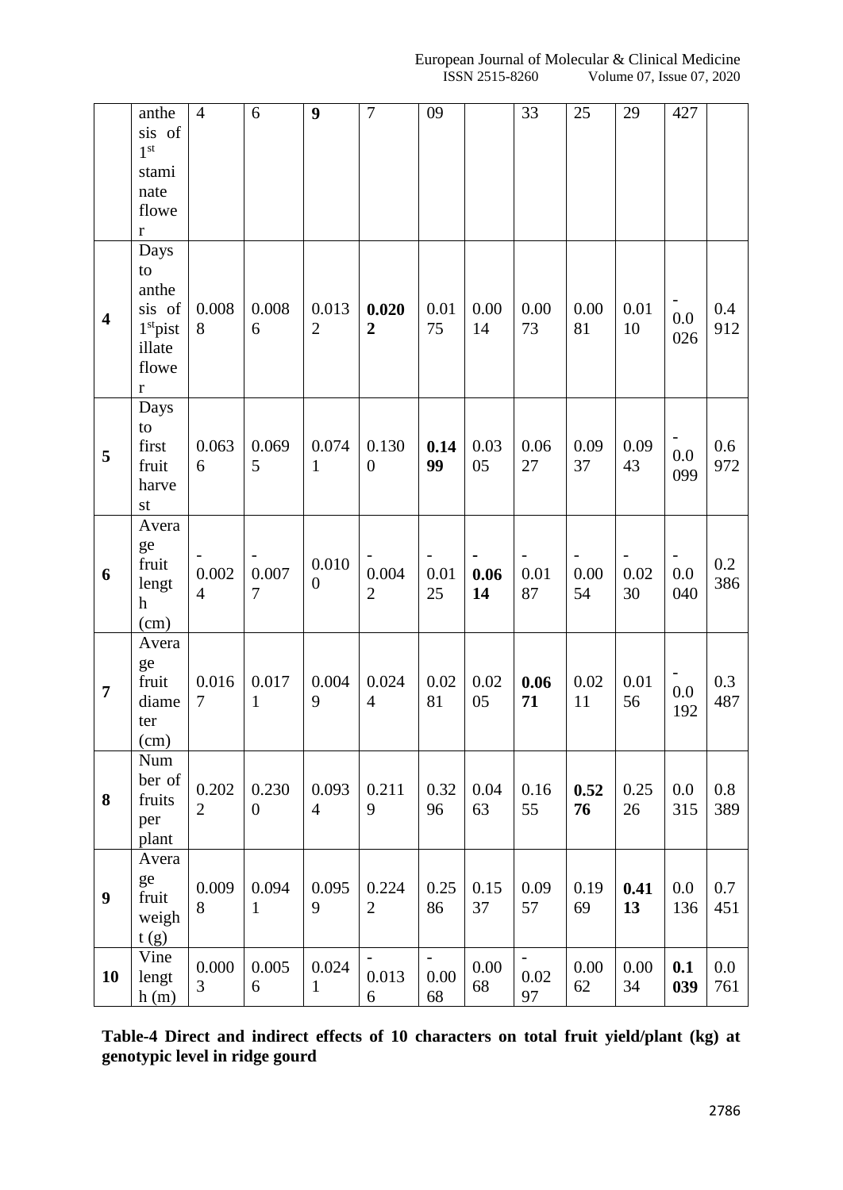|  | anthesis of 1st staminate flower | 4 | 6 | **9** | 7 | 09 |  | 33 | 25 | 29 | 427 |  |
|---|---|---|---|---|---|---|---|---|---|---|---|---|
| **4** | Days to anthesis of 1stpistillate flower | 0.0088 | 0.0086 | 0.0132 | **0.0202** | 0.0175 | 0.0014 | 0.0073 | 0.0081 | 0.0110 | -0.0026 | 0.4912 |
| **5** | Days to first fruit harvest | 0.0636 | 0.0695 | 0.0741 | 0.1300 | **0.1499** | 0.0305 | 0.0627 | 0.0937 | 0.0943 | -0.0099 | 0.6972 |
| **6** | Average fruit length (cm) | -0.0024 | -0.0077 | 0.0100 | -0.0042 | -0.0125 | **-0.0614** | -0.0187 | -0.0054 | -0.0230 | -0.0040 | 0.2386 |
| **7** | Average fruit diameter (cm) | 0.0167 | 0.0171 | 0.0049 | 0.0244 | 0.0281 | 0.0205 | **0.0671** | 0.0211 | 0.0156 | -0.0192 | 0.3487 |
| **8** | Number of fruits per plant | 0.2022 | 0.2300 | 0.0934 | 0.2119 | 0.3296 | 0.0463 | 0.1655 | **0.5276** | 0.2526 | 0.0315 | 0.8389 |
| **9** | Average fruit weight (g) | 0.0098 | 0.0941 | 0.0959 | 0.2242 | 0.2586 | 0.1537 | 0.0957 | 0.1969 | **0.4113** | 0.0136 | 0.7451 |
| **10** | Vine length (m) | 0.0003 | 0.0056 | 0.0241 | -0.0136 | -0.0068 | 0.0068 | -0.0297 | 0.0062 | 0.0034 | **0.1039** | 0.0761 |

**Table-4 Direct and indirect effects of 10 characters on total fruit yield/plant (kg) at genotypic level in ridge gourd**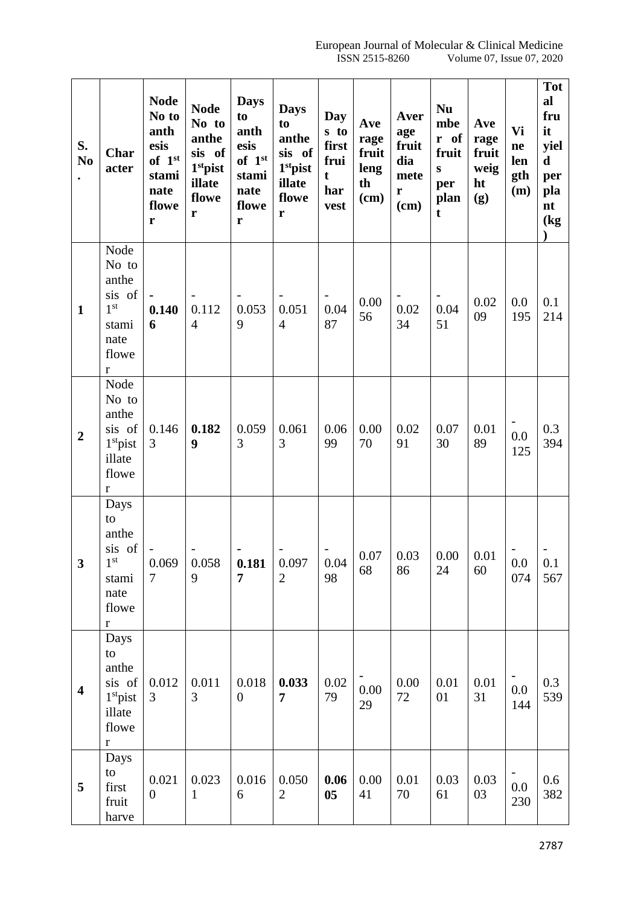| S. No. | Character | Node No to anthesis of 1st staminate flower | Node No to anthesis of 1st pistillate flower | Days to anthesis of 1st staminate flower | Days to anthesis of 1st pistillate flower | Days to first fruit harvest | Average fruit length (cm) | Average fruit diameter (cm) | Number of fruits per plant | Average fruit weight (g) | Vine length (m) | Total fruit yield per plant (kg) |
|---|---|---|---|---|---|---|---|---|---|---|---|---|
| **1** | Node No to anthesis of 1st staminate flower | **-0.1406** | -0.1124 | -0.0539 | -0.0514 | -0.0487 | 0.0056 | -0.0234 | -0.0451 | 0.0209 | 0.0195 | 0.1214 |
| **2** | Node No to anthesis of 1st pistillate flower | 0.1463 | **0.1829** | 0.0593 | 0.0613 | 0.0699 | 0.0070 | 0.0291 | 0.0730 | 0.0189 | -0.0125 | 0.3394 |
| **3** | Days to anthesis of 1st staminate flower | -0.0697 | -0.0589 | **-0.1817** | -0.0972 | -0.0498 | 0.0768 | 0.0386 | 0.0024 | 0.0160 | -0.0074 | -0.1567 |
| **4** | Days to anthesis of 1st pistillate flower | 0.0123 | 0.0113 | 0.0180 | **0.0337** | 0.0279 | -0.0029 | 0.0072 | 0.0101 | 0.0131 | -0.0144 | 0.3539 |
| **5** | Days to first fruit harve | 0.0210 | 0.0231 | 0.0166 | 0.0502 | **0.0605** | 0.0041 | 0.0170 | 0.0361 | 0.0303 | -0.0230 | 0.6382 |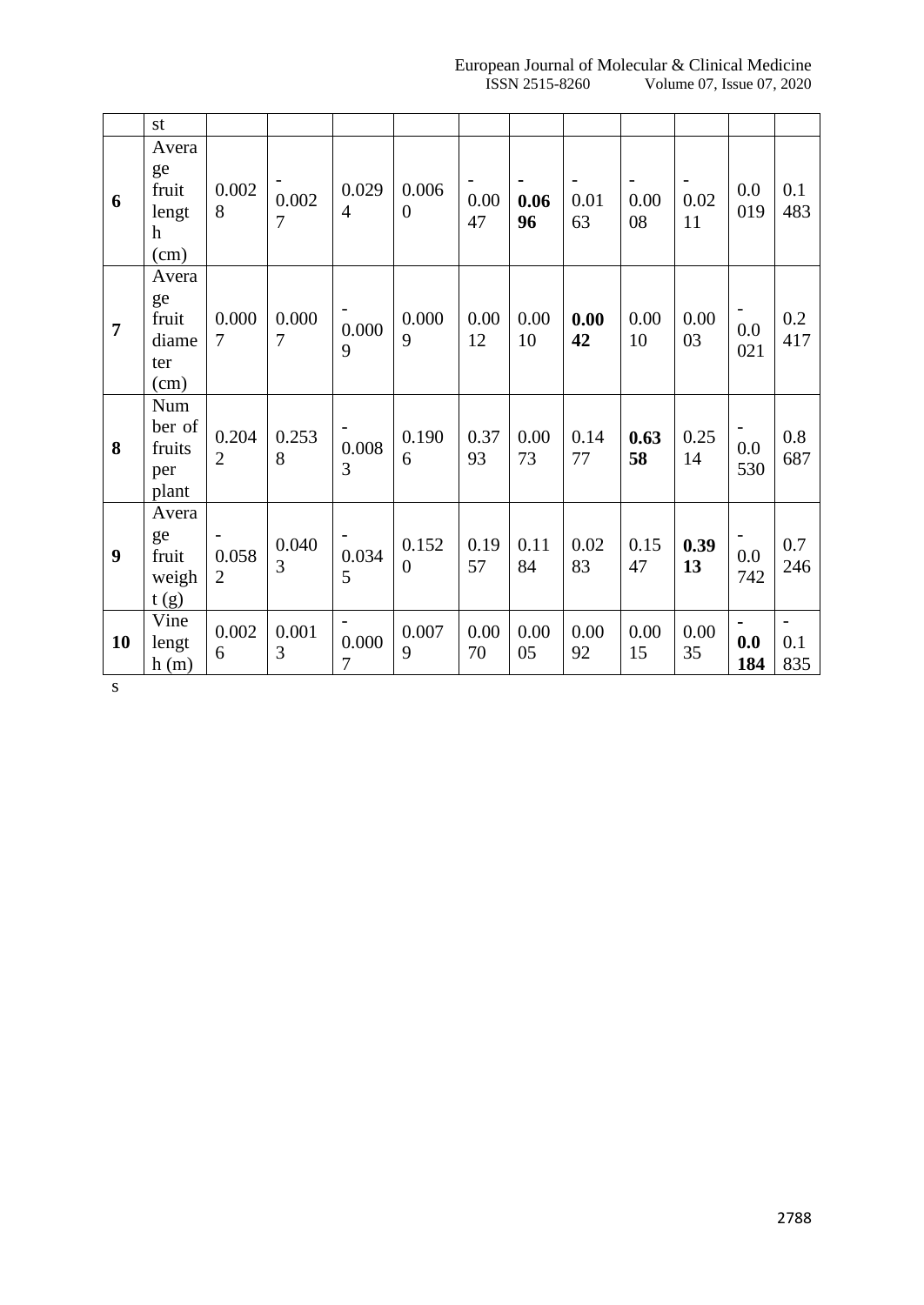| | | | | | | | | | | | | |
|---|---|---|---|---|---|---|---|---|---|---|---|---|
| | st | | | | | | | | | | | |
| **6** | Average fruit length (cm) | 0.0028 | -0.0027 | 0.0294 | 0.0060 | -0.0047 | **-0.0696** | -0.0163 | -0.0008 | -0.0211 | 0.0019 | 0.1483 |
| **7** | Average fruit diameter (cm) | 0.0007 | 0.0007 | -0.0009 | 0.0009 | 0.0012 | 0.0010 | **0.0042** | 0.0010 | 0.0003 | -0.0021 | 0.2417 |
| **8** | Number of fruits per plant | 0.2042 | 0.2538 | -0.0083 | 0.1906 | 0.3793 | 0.0073 | 0.1477 | **0.6358** | 0.2514 | -0.0530 | 0.8687 |
| **9** | Average fruit weight (g) | -0.0582 | 0.0403 | -0.0345 | 0.1520 | 0.1957 | 0.1184 | 0.0283 | 0.1547 | **0.3913** | -0.0742 | 0.7246 |
| **10** | Vine length (m) | 0.0026 | 0.0013 | -0.0007 | 0.0079 | 0.0070 | 0.0005 | 0.0092 | 0.0015 | 0.0035 | **-0.0184** | -0.1835 |

s